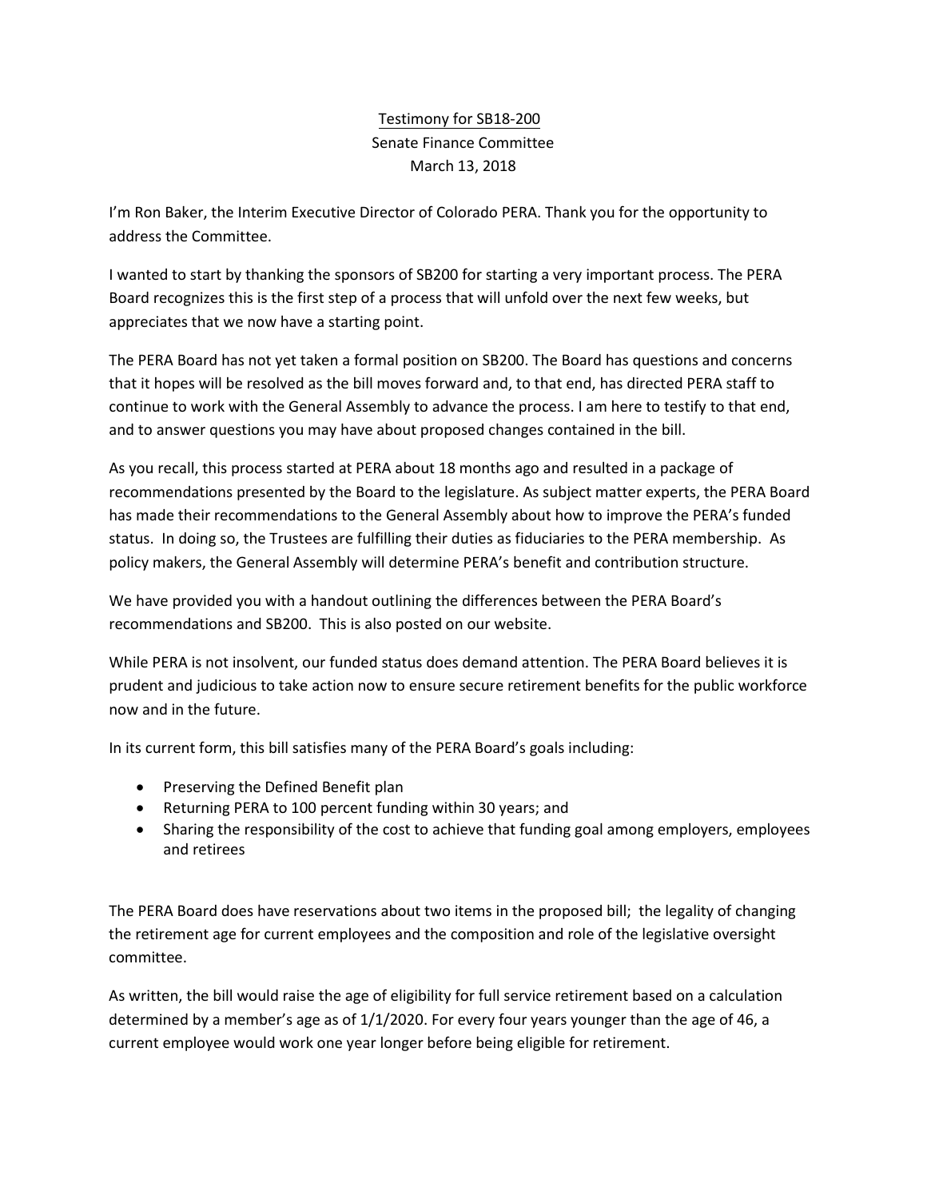<u>Testimony for SB18-200</u>
Senate Finance Committee
March 13, 2018

I'm Ron Baker, the Interim Executive Director of Colorado PERA. Thank you for the opportunity to address the Committee.

I wanted to start by thanking the sponsors of SB200 for starting a very important process. The PERA Board recognizes this is the first step of a process that will unfold over the next few weeks, but appreciates that we now have a starting point.

The PERA Board has not yet taken a formal position on SB200. The Board has questions and concerns that it hopes will be resolved as the bill moves forward and, to that end, has directed PERA staff to continue to work with the General Assembly to advance the process. I am here to testify to that end, and to answer questions you may have about proposed changes contained in the bill.

As you recall, this process started at PERA about 18 months ago and resulted in a package of recommendations presented by the Board to the legislature. As subject matter experts, the PERA Board has made their recommendations to the General Assembly about how to improve the PERA's funded status. In doing so, the Trustees are fulfilling their duties as fiduciaries to the PERA membership. As policy makers, the General Assembly will determine PERA's benefit and contribution structure.

We have provided you with a handout outlining the differences between the PERA Board's recommendations and SB200. This is also posted on our website.

While PERA is not insolvent, our funded status does demand attention. The PERA Board believes it is prudent and judicious to take action now to ensure secure retirement benefits for the public workforce now and in the future.

In its current form, this bill satisfies many of the PERA Board's goals including:

- Preserving the Defined Benefit plan
- Returning PERA to 100 percent funding within 30 years; and
- Sharing the responsibility of the cost to achieve that funding goal among employers, employees and retirees

The PERA Board does have reservations about two items in the proposed bill; the legality of changing the retirement age for current employees and the composition and role of the legislative oversight committee.

As written, the bill would raise the age of eligibility for full service retirement based on a calculation determined by a member's age as of 1/1/2020. For every four years younger than the age of 46, a current employee would work one year longer before being eligible for retirement.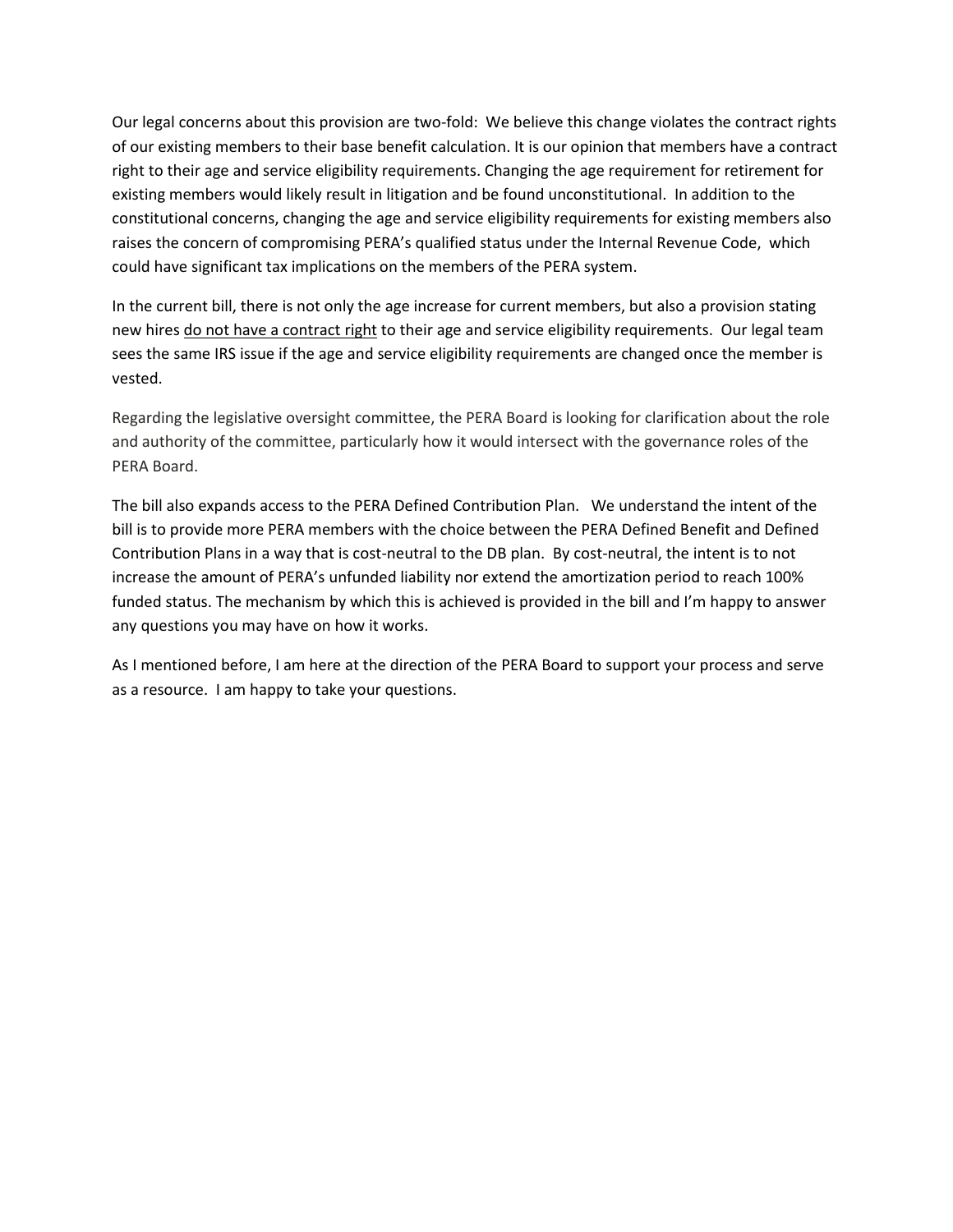Our legal concerns about this provision are two-fold: We believe this change violates the contract rights of our existing members to their base benefit calculation. It is our opinion that members have a contract right to their age and service eligibility requirements. Changing the age requirement for retirement for existing members would likely result in litigation and be found unconstitutional. In addition to the constitutional concerns, changing the age and service eligibility requirements for existing members also raises the concern of compromising PERA's qualified status under the Internal Revenue Code, which could have significant tax implications on the members of the PERA system.

In the current bill, there is not only the age increase for current members, but also a provision stating new hires <u>do not have a contract right</u> to their age and service eligibility requirements. Our legal team sees the same IRS issue if the age and service eligibility requirements are changed once the member is vested.

Regarding the legislative oversight committee, the PERA Board is looking for clarification about the role and authority of the committee, particularly how it would intersect with the governance roles of the PERA Board.

The bill also expands access to the PERA Defined Contribution Plan. We understand the intent of the bill is to provide more PERA members with the choice between the PERA Defined Benefit and Defined Contribution Plans in a way that is cost-neutral to the DB plan. By cost-neutral, the intent is to not increase the amount of PERA's unfunded liability nor extend the amortization period to reach 100% funded status. The mechanism by which this is achieved is provided in the bill and I'm happy to answer any questions you may have on how it works.

As I mentioned before, I am here at the direction of the PERA Board to support your process and serve as a resource. I am happy to take your questions.